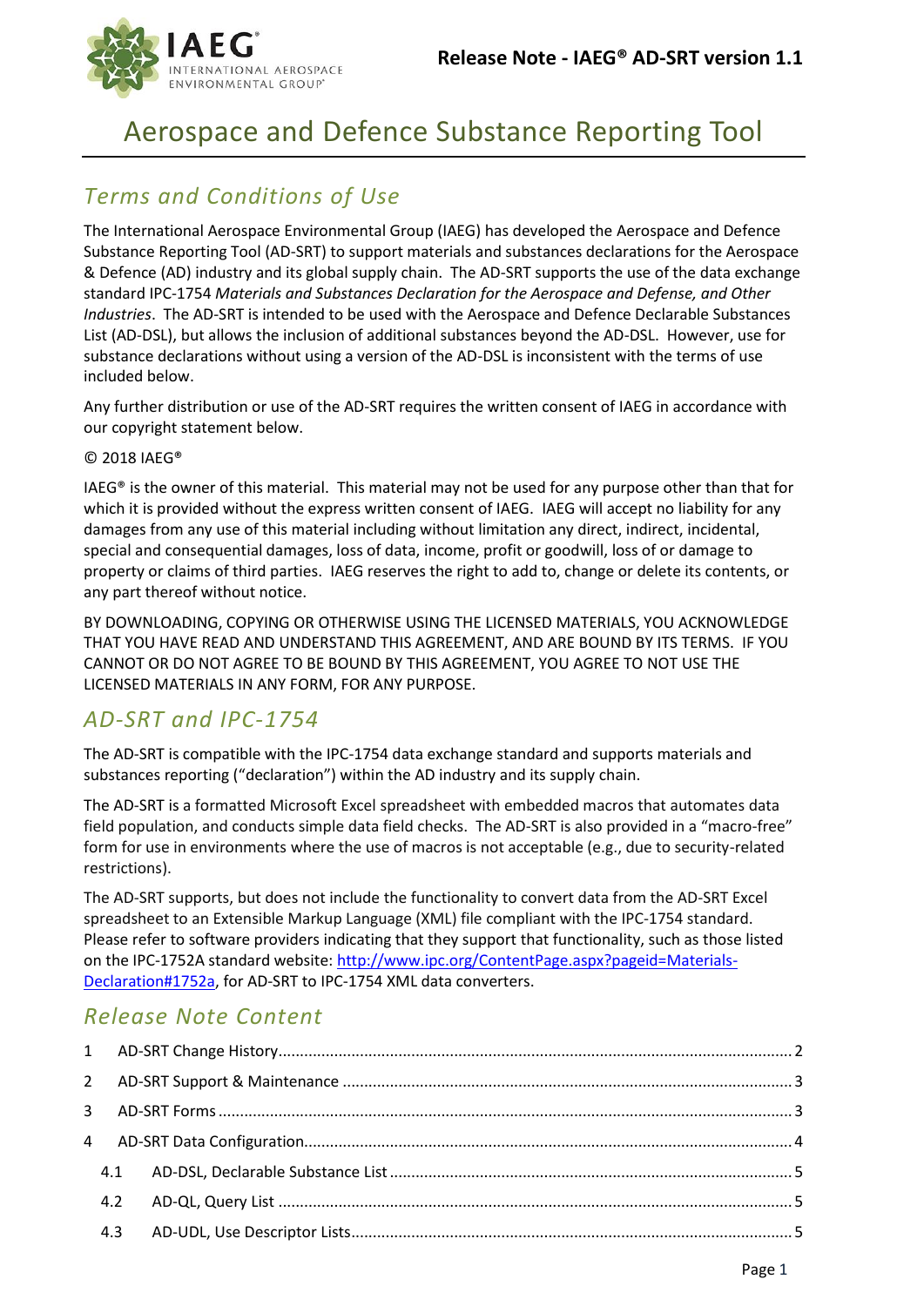# Release Note - IAEG® AD-SRT version 1.1

# Aerospace and Defence Substance Reporting Tool

## *Terms and Conditions of Use*

The International Aerospace Environmental Group (IAEG) has developed the Aerospace and Defence Substance Reporting Tool (AD-SRT) to support materials and substances declarations for the Aerospace & Defence (AD) industry and its global supply chain. The AD-SRT supports the use of the data exchange standard IPC-1754 *Materials and Substances Declaration for the Aerospace and Defense, and Other Industries*. The AD-SRT is intended to be used with the Aerospace and Defence Declarable Substances List (AD-DSL), but allows the inclusion of additional substances beyond the AD-DSL. However, use for substance declarations without using a version of the AD-DSL is inconsistent with the terms of use included below.

Any further distribution or use of the AD-SRT requires the written consent of IAEG in accordance with our copyright statement below.

© 2018 IAEG®

IAEG® is the owner of this material. This material may not be used for any purpose other than that for which it is provided without the express written consent of IAEG. IAEG will accept no liability for any damages from any use of this material including without limitation any direct, indirect, incidental, special and consequential damages, loss of data, income, profit or goodwill, loss of or damage to property or claims of third parties. IAEG reserves the right to add to, change or delete its contents, or any part thereof without notice.

BY DOWNLOADING, COPYING OR OTHERWISE USING THE LICENSED MATERIALS, YOU ACKNOWLEDGE THAT YOU HAVE READ AND UNDERSTAND THIS AGREEMENT, AND ARE BOUND BY ITS TERMS. IF YOU CANNOT OR DO NOT AGREE TO BE BOUND BY THIS AGREEMENT, YOU AGREE TO NOT USE THE LICENSED MATERIALS IN ANY FORM, FOR ANY PURPOSE.

## *AD-SRT and IPC-1754*

The AD-SRT is compatible with the IPC-1754 data exchange standard and supports materials and substances reporting ("declaration") within the AD industry and its supply chain.

The AD-SRT is a formatted Microsoft Excel spreadsheet with embedded macros that automates data field population, and conducts simple data field checks. The AD-SRT is also provided in a "macro-free" form for use in environments where the use of macros is not acceptable (e.g., due to security-related restrictions).

The AD-SRT supports, but does not include the functionality to convert data from the AD-SRT Excel spreadsheet to an Extensible Markup Language (XML) file compliant with the IPC-1754 standard. Please refer to software providers indicating that they support that functionality, such as those listed on the IPC-1752A standard website: [http://www.ipc.org/ContentPage.aspx?pageid=Materials-Declaration#1752a](http://www.ipc.org/ContentPage.aspx?pageid=Materials-Declaration#1752a), for AD-SRT to IPC-1754 XML data converters.

## *Release Note Content*

1 AD-SRT Change History ........ 2
2 AD-SRT Support & Maintenance ........ 3
3 AD-SRT Forms ........ 3
4 AD-SRT Data Configuration ........ 4
  4.1 AD-DSL, Declarable Substance List ........ 5
  4.2 AD-QL, Query List ........ 5
  4.3 AD-UDL, Use Descriptor Lists ........ 5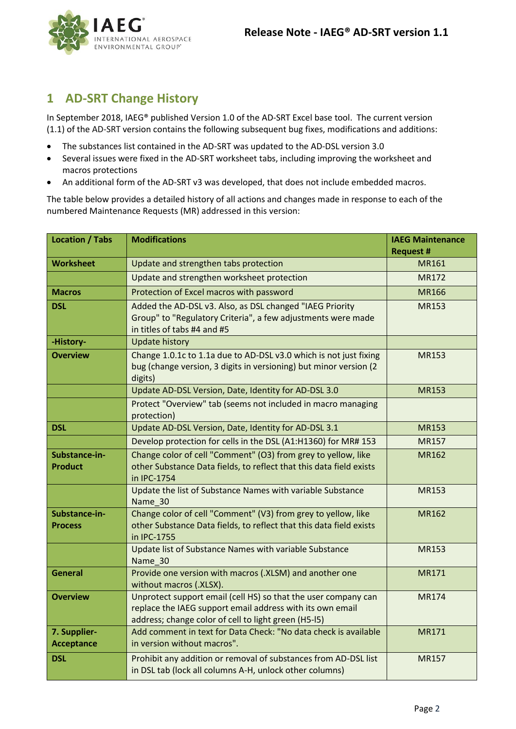## 1 AD-SRT Change History

In September 2018, IAEG® published Version 1.0 of the AD-SRT Excel base tool. The current version (1.1) of the AD-SRT version contains the following subsequent bug fixes, modifications and additions:

- The substances list contained in the AD-SRT was updated to the AD-DSL version 3.0
- Several issues were fixed in the AD-SRT worksheet tabs, including improving the worksheet and macros protections
- An additional form of the AD-SRT v3 was developed, that does not include embedded macros.

The table below provides a detailed history of all actions and changes made in response to each of the numbered Maintenance Requests (MR) addressed in this version:

| Location / Tabs | Modifications | IAEG Maintenance Request # |
|---|---|---|
| **Worksheet** | Update and strengthen tabs protection | MR161 |
| | Update and strengthen worksheet protection | MR172 |
| **Macros** | Protection of Excel macros with password | MR166 |
| **DSL** | Added the AD-DSL v3. Also, as DSL changed "IAEG Priority Group" to "Regulatory Criteria", a few adjustments were made in titles of tabs #4 and #5 | MR153 |
| **-History-** | Update history | |
| **Overview** | Change 1.0.1c to 1.1a due to AD-DSL v3.0 which is not just fixing bug (change version, 3 digits in versioning) but minor version (2 digits) | MR153 |
| | Update AD-DSL Version, Date, Identity for AD-DSL 3.0 | MR153 |
| | Protect "Overview" tab (seems not included in macro managing protection) | |
| **DSL** | Update AD-DSL Version, Date, Identity for AD-DSL 3.1 | MR153 |
| | Develop protection for cells in the DSL (A1:H1360) for MR# 153 | MR157 |
| **Substance-in-Product** | Change color of cell "Comment" (O3) from grey to yellow, like other Substance Data fields, to reflect that this data field exists in IPC-1754 | MR162 |
| | Update the list of Substance Names with variable Substance Name_30 | MR153 |
| **Substance-in-Process** | Change color of cell "Comment" (V3) from grey to yellow, like other Substance Data fields, to reflect that this data field exists in IPC-1755 | MR162 |
| | Update list of Substance Names with variable Substance Name_30 | MR153 |
| **General** | Provide one version with macros (.XLSM) and another one without macros (.XLSX). | MR171 |
| **Overview** | Unprotect support email (cell HS) so that the user company can replace the IAEG support email address with its own email address; change color of cell to light green (H5-I5) | MR174 |
| **7. Supplier-Acceptance** | Add comment in text for Data Check: "No data check is available in version without macros". | MR171 |
| **DSL** | Prohibit any addition or removal of substances from AD-DSL list in DSL tab (lock all columns A-H, unlock other columns) | MR157 |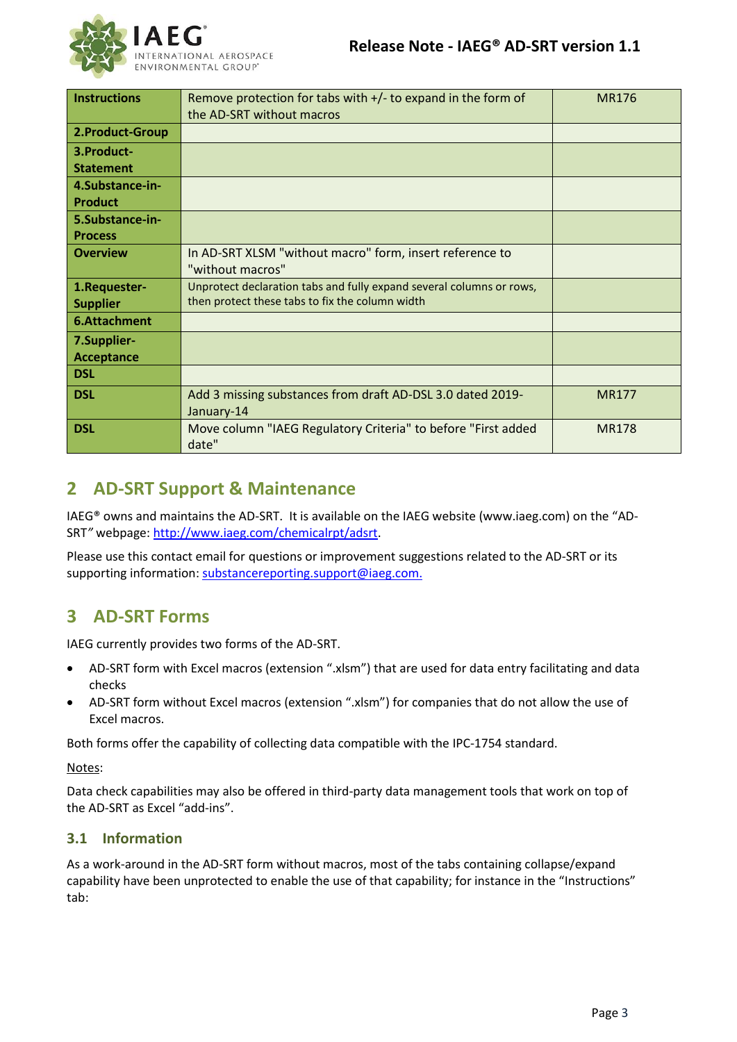| Instructions | Remove protection for tabs with +/- to expand in the form of the AD-SRT without macros | MR176 |
|---|---|---|
| 2.Product-Group | | |
| 3.Product-Statement | | |
| 4.Substance-in-Product | | |
| 5.Substance-in-Process | | |
| Overview | In AD-SRT XLSM "without macro" form, insert reference to "without macros" | |
| 1.Requester-Supplier | Unprotect declaration tabs and fully expand several columns or rows, then protect these tabs to fix the column width | |
| 6.Attachment | | |
| 7.Supplier-Acceptance | | |
| DSL | | |
| DSL | Add 3 missing substances from draft AD-DSL 3.0 dated 2019-January-14 | MR177 |
| DSL | Move column "IAEG Regulatory Criteria" to before "First added date" | MR178 |

## 2 AD-SRT Support & Maintenance

IAEG® owns and maintains the AD-SRT. It is available on the IAEG website (www.iaeg.com) on the "AD-SRT" webpage: http://www.iaeg.com/chemicalrpt/adsrt.

Please use this contact email for questions or improvement suggestions related to the AD-SRT or its supporting information: substancereporting.support@iaeg.com.

## 3 AD-SRT Forms

IAEG currently provides two forms of the AD-SRT.

- AD-SRT form with Excel macros (extension ".xlsm") that are used for data entry facilitating and data checks
- AD-SRT form without Excel macros (extension ".xlsm") for companies that do not allow the use of Excel macros.

Both forms offer the capability of collecting data compatible with the IPC-1754 standard.

Notes:

Data check capabilities may also be offered in third-party data management tools that work on top of the AD-SRT as Excel "add-ins".

### 3.1 Information

As a work-around in the AD-SRT form without macros, most of the tabs containing collapse/expand capability have been unprotected to enable the use of that capability; for instance in the "Instructions" tab: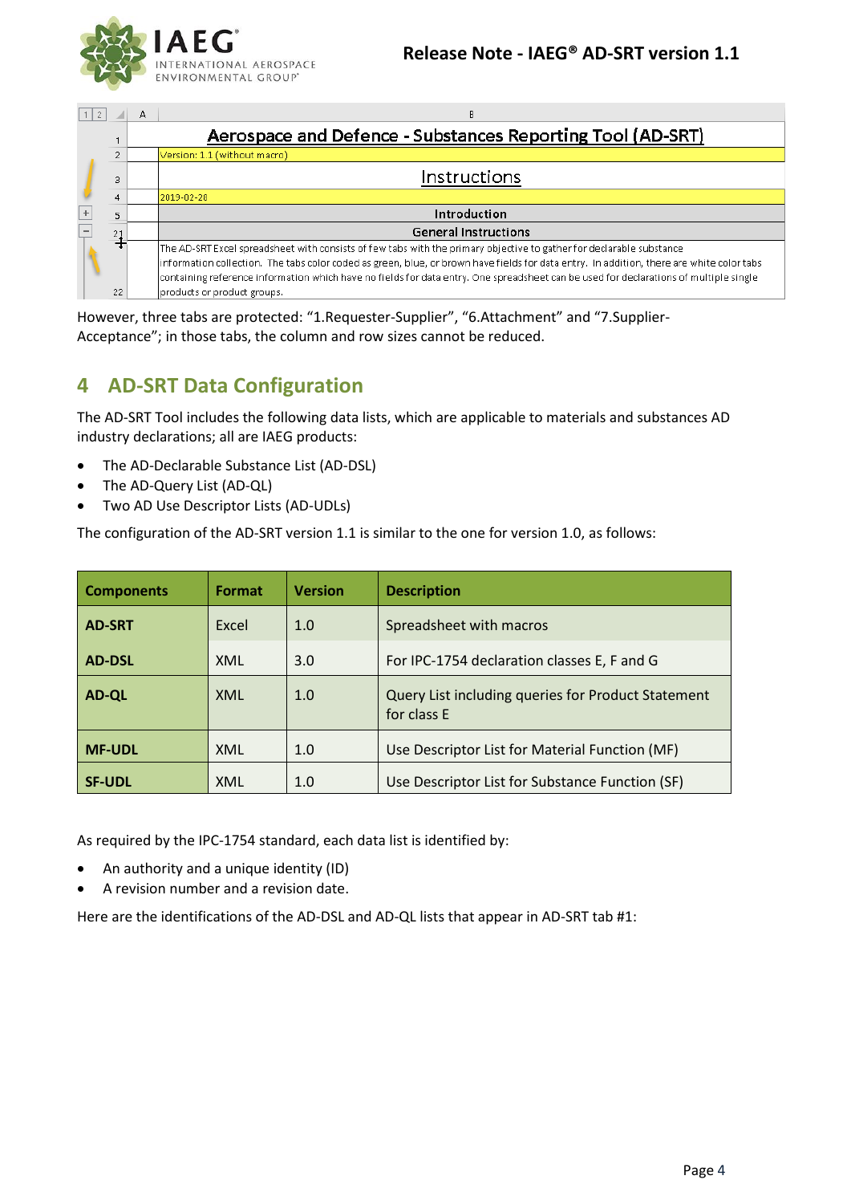| | A | B |
|---|---|---|
| 1 | | Aerospace and Defence - Substances Reporting Tool (AD-SRT) |
| 2 | | Version: 1.1 (without macro) |
| 3 | | Instructions |
| 4 | | 2019-02-28 |
| 5 | | Introduction |
| 21 | | General Instructions |
| 22 | | The AD-SRT Excel spreadsheet with consists of few tabs with the primary objective to gather for declarable substance information collection. The tabs color coded as green, blue, or brown have fields for data entry. In addition, there are white color tabs containing reference information which have no fields for data entry. One spreadsheet can be used for declarations of multiple single products or product groups. |

However, three tabs are protected: "1.Requester-Supplier", "6.Attachment" and "7.Supplier-Acceptance"; in those tabs, the column and row sizes cannot be reduced.

## 4 AD-SRT Data Configuration

The AD-SRT Tool includes the following data lists, which are applicable to materials and substances AD industry declarations; all are IAEG products:

- The AD-Declarable Substance List (AD-DSL)
- The AD-Query List (AD-QL)
- Two AD Use Descriptor Lists (AD-UDLs)

The configuration of the AD-SRT version 1.1 is similar to the one for version 1.0, as follows:

| Components | Format | Version | Description |
|---|---|---|---|
| **AD-SRT** | Excel | 1.0 | Spreadsheet with macros |
| **AD-DSL** | XML | 3.0 | For IPC-1754 declaration classes E, F and G |
| **AD-QL** | XML | 1.0 | Query List including queries for Product Statement for class E |
| **MF-UDL** | XML | 1.0 | Use Descriptor List for Material Function (MF) |
| **SF-UDL** | XML | 1.0 | Use Descriptor List for Substance Function (SF) |

As required by the IPC-1754 standard, each data list is identified by:

- An authority and a unique identity (ID)
- A revision number and a revision date.

Here are the identifications of the AD-DSL and AD-QL lists that appear in AD-SRT tab #1: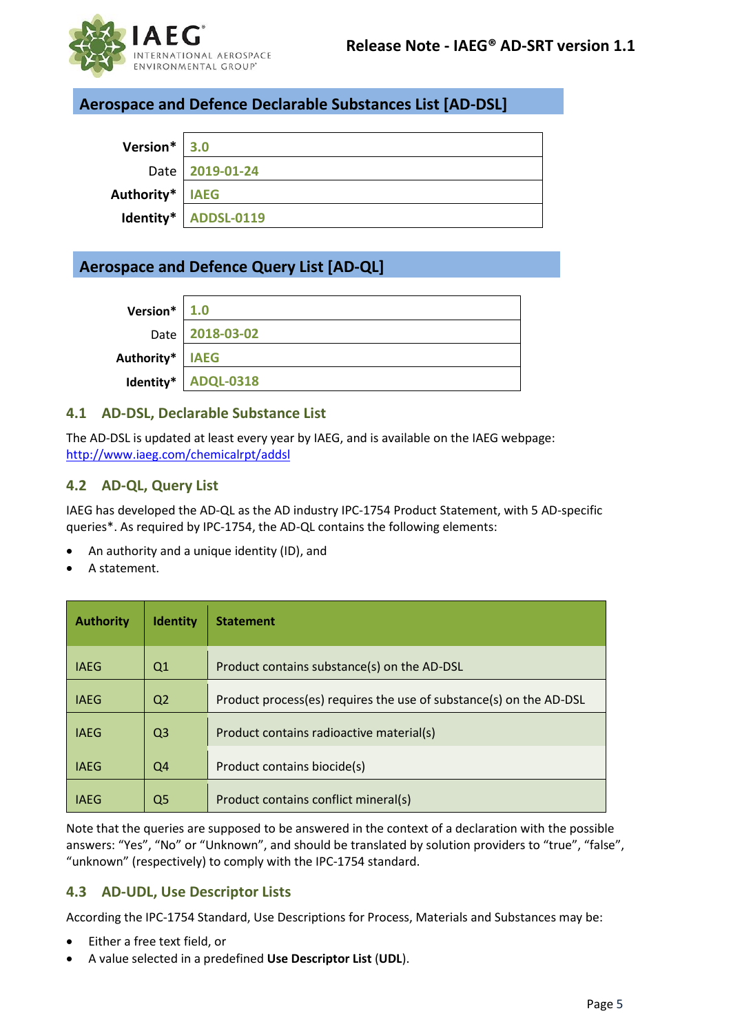## Aerospace and Defence Declarable Substances List [AD-DSL]

| | |
|---|---|
| **Version*** | 3.0 |
| Date | 2019-01-24 |
| **Authority*** | IAEG |
| **Identity*** | ADDSL-0119 |

## Aerospace and Defence Query List [AD-QL]

| | |
|---|---|
| **Version*** | 1.0 |
| Date | 2018-03-02 |
| **Authority*** | IAEG |
| **Identity*** | ADQL-0318 |

### 4.1 AD-DSL, Declarable Substance List

The AD-DSL is updated at least every year by IAEG, and is available on the IAEG webpage: http://www.iaeg.com/chemicalrpt/addsl

### 4.2 AD-QL, Query List

IAEG has developed the AD-QL as the AD industry IPC-1754 Product Statement, with 5 AD-specific queries*. As required by IPC-1754, the AD-QL contains the following elements:

- An authority and a unique identity (ID), and
- A statement.

| Authority | Identity | Statement |
|---|---|---|
| IAEG | Q1 | Product contains substance(s) on the AD-DSL |
| IAEG | Q2 | Product process(es) requires the use of substance(s) on the AD-DSL |
| IAEG | Q3 | Product contains radioactive material(s) |
| IAEG | Q4 | Product contains biocide(s) |
| IAEG | Q5 | Product contains conflict mineral(s) |

Note that the queries are supposed to be answered in the context of a declaration with the possible answers: “Yes”, “No” or “Unknown”, and should be translated by solution providers to “true”, “false”, “unknown” (respectively) to comply with the IPC-1754 standard.

### 4.3 AD-UDL, Use Descriptor Lists

According the IPC-1754 Standard, Use Descriptions for Process, Materials and Substances may be:

- Either a free text field, or
- A value selected in a predefined **Use Descriptor List** (**UDL**).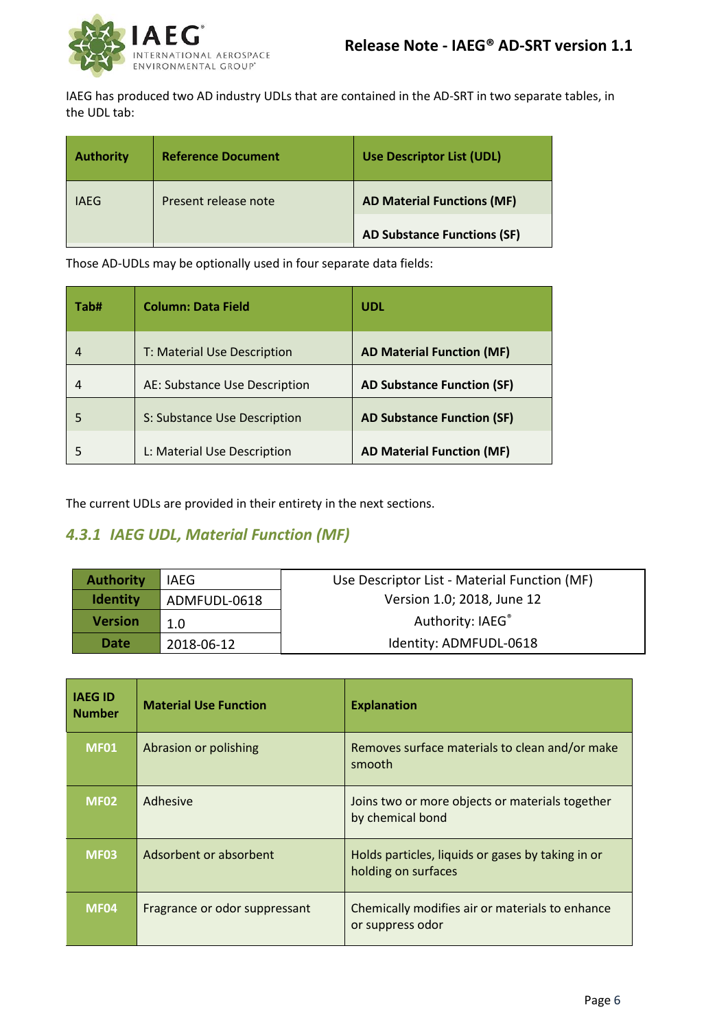IAEG has produced two AD industry UDLs that are contained in the AD-SRT in two separate tables, in the UDL tab:

| Authority | Reference Document | Use Descriptor List (UDL) |
|---|---|---|
| IAEG | Present release note | **AD Material Functions (MF)** |
| | | **AD Substance Functions (SF)** |

Those AD-UDLs may be optionally used in four separate data fields:

| Tab# | Column: Data Field | UDL |
|---|---|---|
| 4 | T: Material Use Description | **AD Material Function (MF)** |
| 4 | AE: Substance Use Description | **AD Substance Function (SF)** |
| 5 | S: Substance Use Description | **AD Substance Function (SF)** |
| 5 | L: Material Use Description | **AD Material Function (MF)** |

The current UDLs are provided in their entirety in the next sections.

### 4.3.1 IAEG UDL, Material Function (MF)

| | | |
|---|---|---|
| **Authority** | IAEG | Use Descriptor List - Material Function (MF) |
| **Identity** | ADMFUDL-0618 | Version 1.0; 2018, June 12 |
| **Version** | 1.0 | Authority: IAEG® |
| **Date** | 2018-06-12 | Identity: ADMFUDL-0618 |

| IAEG ID Number | Material Use Function | Explanation |
|---|---|---|
| **MF01** | Abrasion or polishing | Removes surface materials to clean and/or make smooth |
| **MF02** | Adhesive | Joins two or more objects or materials together by chemical bond |
| **MF03** | Adsorbent or absorbent | Holds particles, liquids or gases by taking in or holding on surfaces |
| **MF04** | Fragrance or odor suppressant | Chemically modifies air or materials to enhance or suppress odor |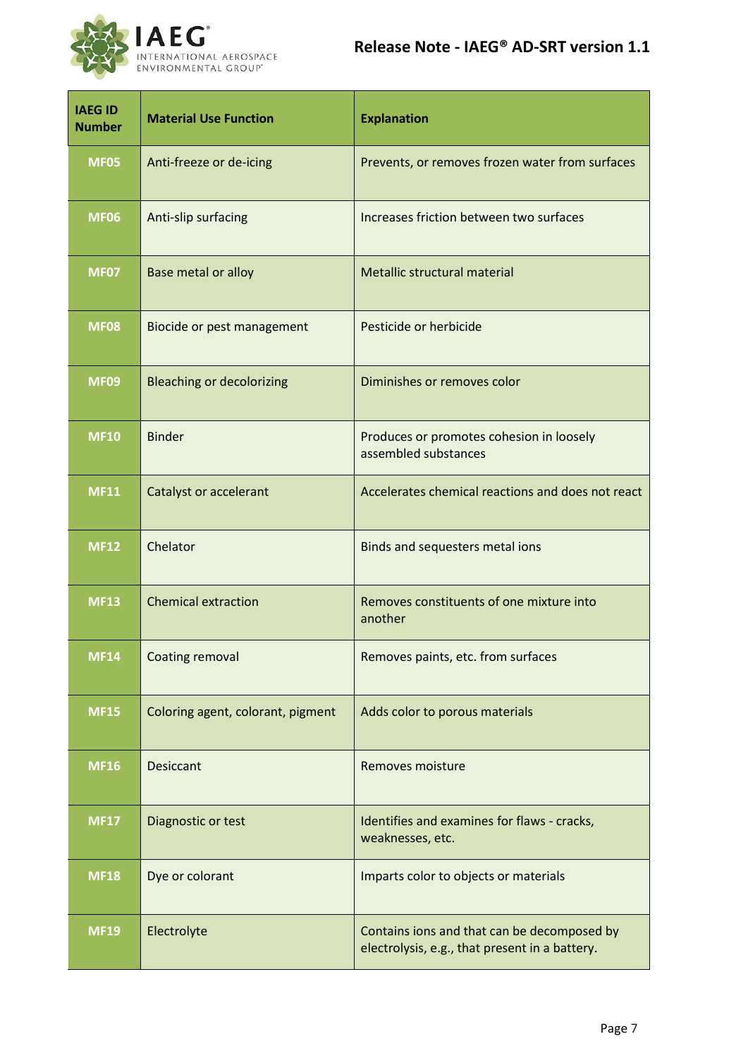| IAEG ID Number | Material Use Function | Explanation |
|---|---|---|
| MF05 | Anti-freeze or de-icing | Prevents, or removes frozen water from surfaces |
| MF06 | Anti-slip surfacing | Increases friction between two surfaces |
| MF07 | Base metal or alloy | Metallic structural material |
| MF08 | Biocide or pest management | Pesticide or herbicide |
| MF09 | Bleaching or decolorizing | Diminishes or removes color |
| MF10 | Binder | Produces or promotes cohesion in loosely assembled substances |
| MF11 | Catalyst or accelerant | Accelerates chemical reactions and does not react |
| MF12 | Chelator | Binds and sequesters metal ions |
| MF13 | Chemical extraction | Removes constituents of one mixture into another |
| MF14 | Coating removal | Removes paints, etc. from surfaces |
| MF15 | Coloring agent, colorant, pigment | Adds color to porous materials |
| MF16 | Desiccant | Removes moisture |
| MF17 | Diagnostic or test | Identifies and examines for flaws - cracks, weaknesses, etc. |
| MF18 | Dye or colorant | Imparts color to objects or materials |
| MF19 | Electrolyte | Contains ions and that can be decomposed by electrolysis, e.g., that present in a battery. |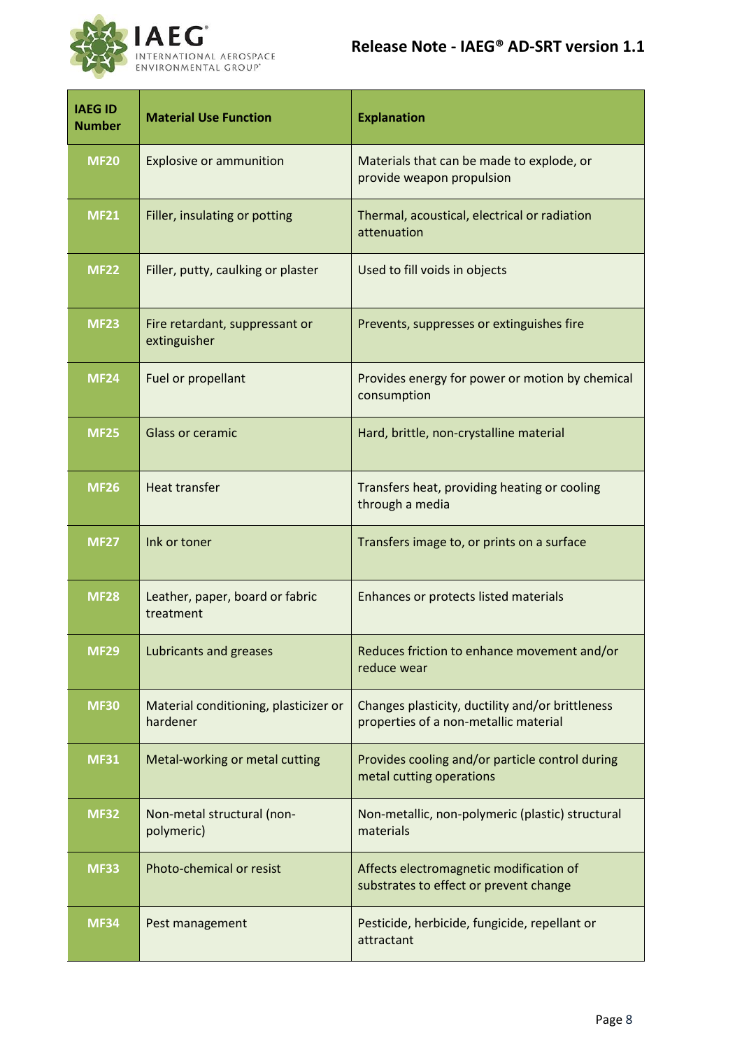| IAEG ID Number | Material Use Function | Explanation |
| --- | --- | --- |
| MF20 | Explosive or ammunition | Materials that can be made to explode, or provide weapon propulsion |
| MF21 | Filler, insulating or potting | Thermal, acoustical, electrical or radiation attenuation |
| MF22 | Filler, putty, caulking or plaster | Used to fill voids in objects |
| MF23 | Fire retardant, suppressant or extinguisher | Prevents, suppresses or extinguishes fire |
| MF24 | Fuel or propellant | Provides energy for power or motion by chemical consumption |
| MF25 | Glass or ceramic | Hard, brittle, non-crystalline material |
| MF26 | Heat transfer | Transfers heat, providing heating or cooling through a media |
| MF27 | Ink or toner | Transfers image to, or prints on a surface |
| MF28 | Leather, paper, board or fabric treatment | Enhances or protects listed materials |
| MF29 | Lubricants and greases | Reduces friction to enhance movement and/or reduce wear |
| MF30 | Material conditioning, plasticizer or hardener | Changes plasticity, ductility and/or brittleness properties of a non-metallic material |
| MF31 | Metal-working or metal cutting | Provides cooling and/or particle control during metal cutting operations |
| MF32 | Non-metal structural (non-polymeric) | Non-metallic, non-polymeric (plastic) structural materials |
| MF33 | Photo-chemical or resist | Affects electromagnetic modification of substrates to effect or prevent change |
| MF34 | Pest management | Pesticide, herbicide, fungicide, repellant or attractant |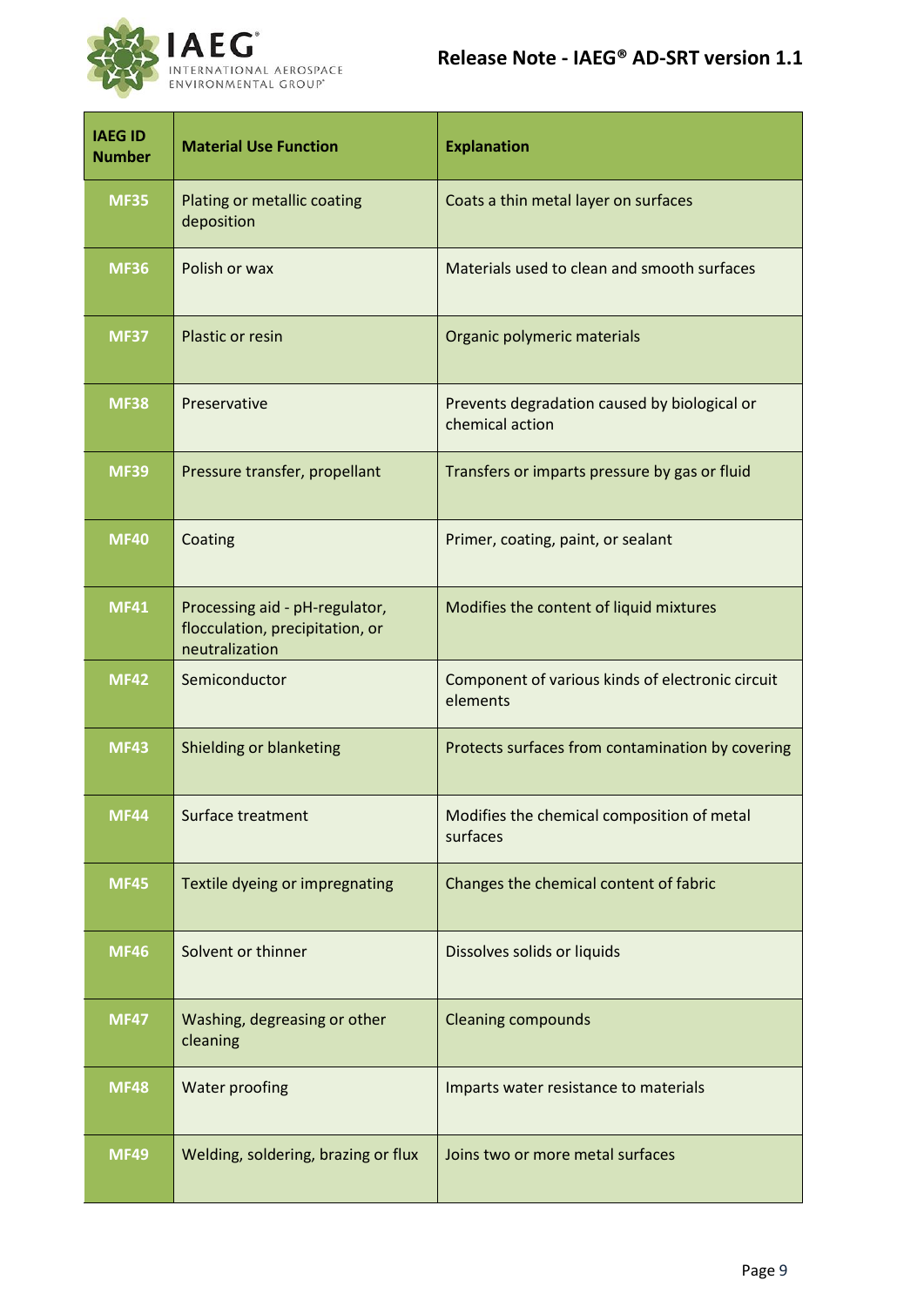| IAEG ID Number | Material Use Function | Explanation |
|---|---|---|
| MF35 | Plating or metallic coating deposition | Coats a thin metal layer on surfaces |
| MF36 | Polish or wax | Materials used to clean and smooth surfaces |
| MF37 | Plastic or resin | Organic polymeric materials |
| MF38 | Preservative | Prevents degradation caused by biological or chemical action |
| MF39 | Pressure transfer, propellant | Transfers or imparts pressure by gas or fluid |
| MF40 | Coating | Primer, coating, paint, or sealant |
| MF41 | Processing aid - pH-regulator, flocculation, precipitation, or neutralization | Modifies the content of liquid mixtures |
| MF42 | Semiconductor | Component of various kinds of electronic circuit elements |
| MF43 | Shielding or blanketing | Protects surfaces from contamination by covering |
| MF44 | Surface treatment | Modifies the chemical composition of metal surfaces |
| MF45 | Textile dyeing or impregnating | Changes the chemical content of fabric |
| MF46 | Solvent or thinner | Dissolves solids or liquids |
| MF47 | Washing, degreasing or other cleaning | Cleaning compounds |
| MF48 | Water proofing | Imparts water resistance to materials |
| MF49 | Welding, soldering, brazing or flux | Joins two or more metal surfaces |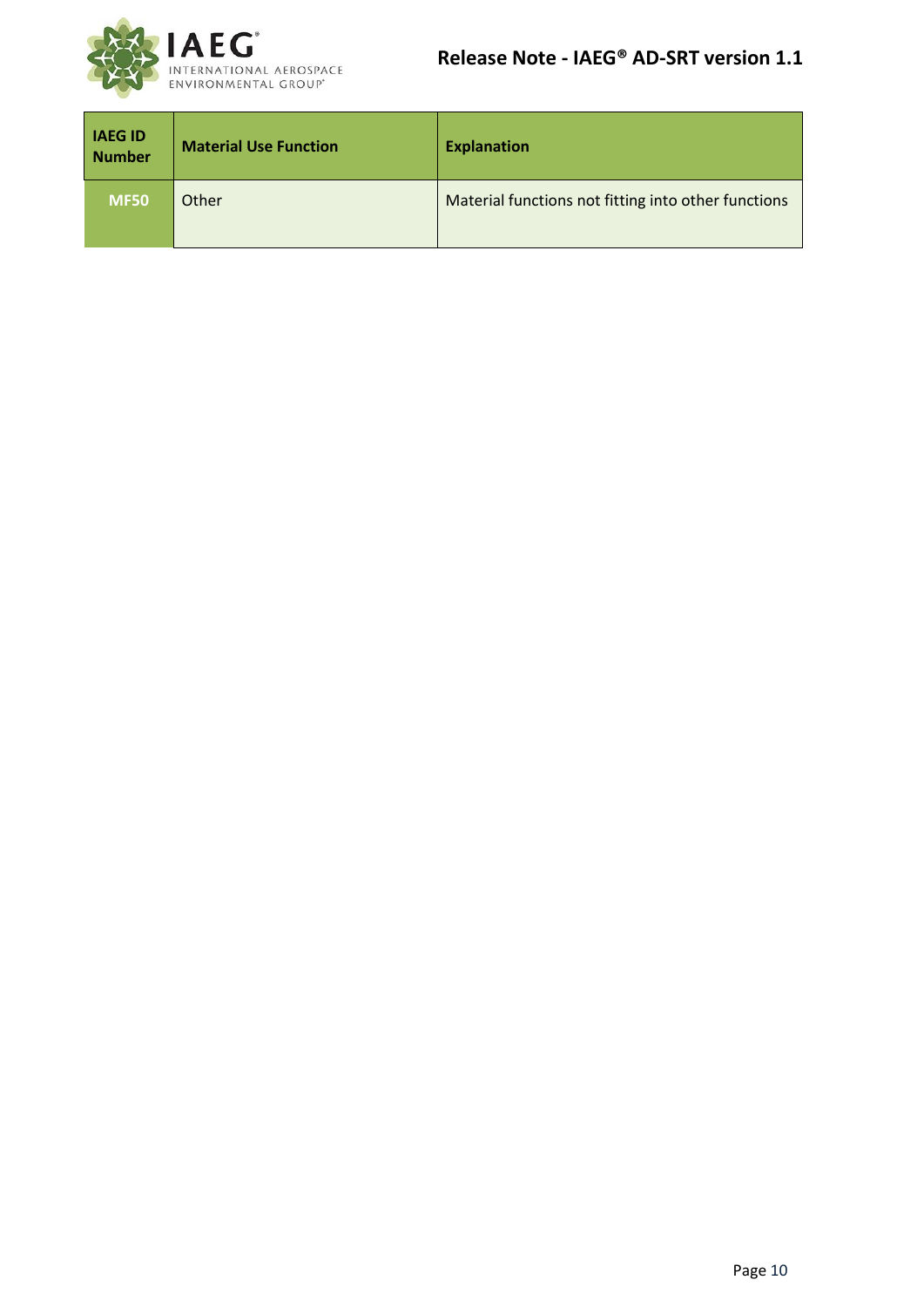| IAEG ID Number | Material Use Function | Explanation |
|---|---|---|
| MF50 | Other | Material functions not fitting into other functions |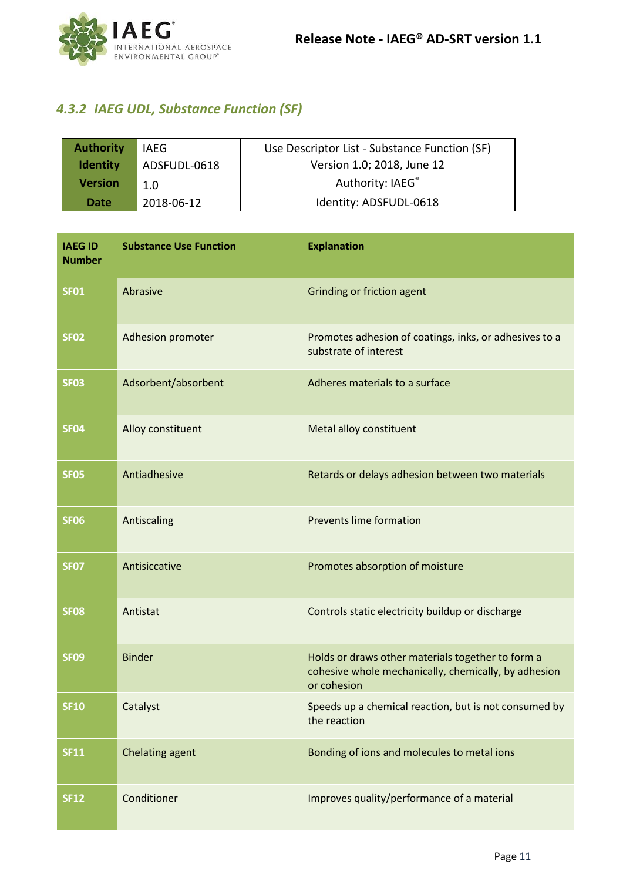### *4.3.2 IAEG UDL, Substance Function (SF)*

| **Authority** | IAEG | Use Descriptor List - Substance Function (SF) |
|---|---|---|
| **Identity** | ADSFUDL-0618 | Version 1.0; 2018, June 12 |
| **Version** | 1.0 | Authority: IAEG® |
| **Date** | 2018-06-12 | Identity: ADSFUDL-0618 |

| **IAEG ID Number** | **Substance Use Function** | **Explanation** |
|---|---|---|
| **SF01** | Abrasive | Grinding or friction agent |
| **SF02** | Adhesion promoter | Promotes adhesion of coatings, inks, or adhesives to a substrate of interest |
| **SF03** | Adsorbent/absorbent | Adheres materials to a surface |
| **SF04** | Alloy constituent | Metal alloy constituent |
| **SF05** | Antiadhesive | Retards or delays adhesion between two materials |
| **SF06** | Antiscaling | Prevents lime formation |
| **SF07** | Antisiccative | Promotes absorption of moisture |
| **SF08** | Antistat | Controls static electricity buildup or discharge |
| **SF09** | Binder | Holds or draws other materials together to form a cohesive whole mechanically, chemically, by adhesion or cohesion |
| **SF10** | Catalyst | Speeds up a chemical reaction, but is not consumed by the reaction |
| **SF11** | Chelating agent | Bonding of ions and molecules to metal ions |
| **SF12** | Conditioner | Improves quality/performance of a material |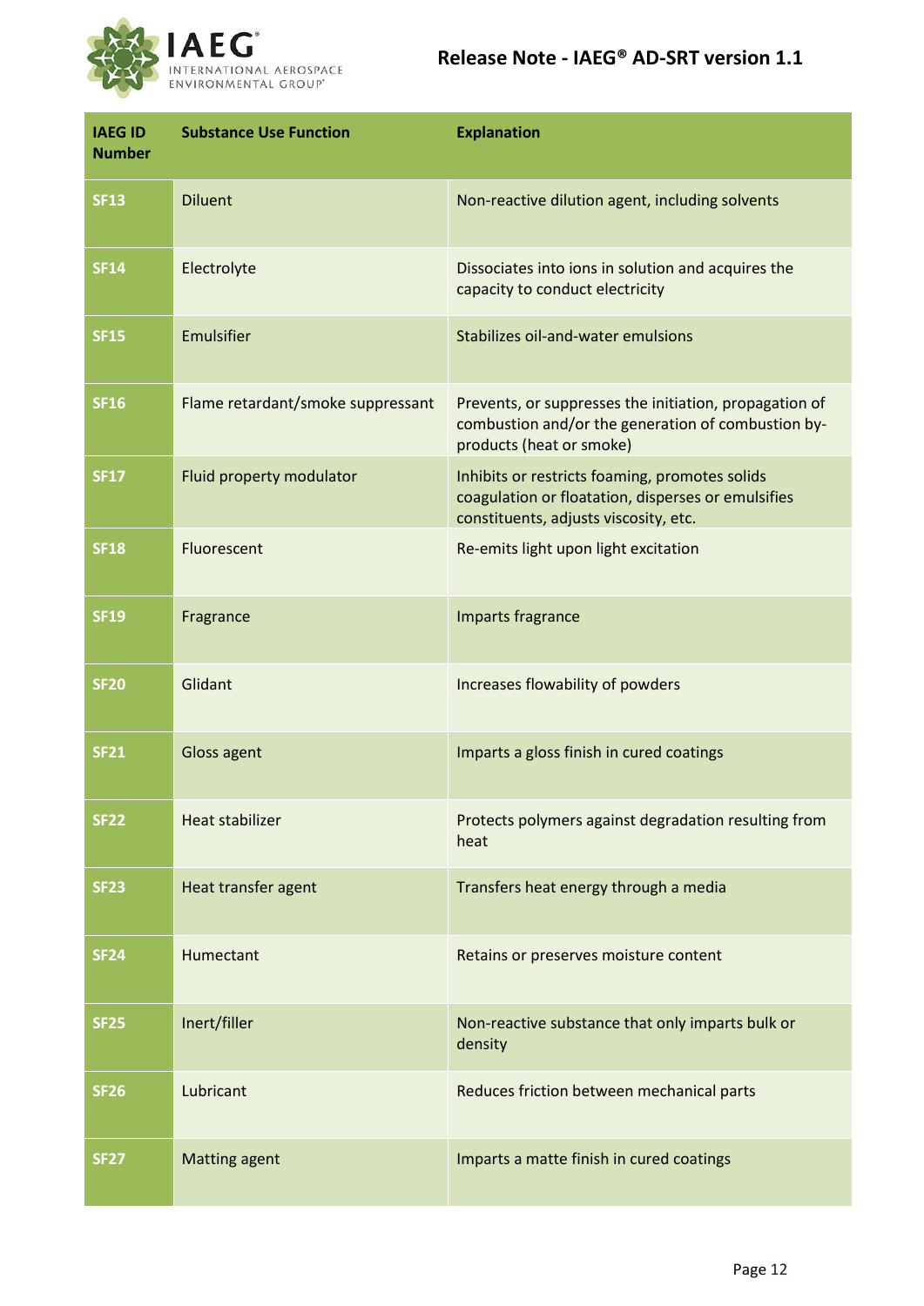| IAEG ID Number | Substance Use Function | Explanation |
|---|---|---|
| SF13 | Diluent | Non-reactive dilution agent, including solvents |
| SF14 | Electrolyte | Dissociates into ions in solution and acquires the capacity to conduct electricity |
| SF15 | Emulsifier | Stabilizes oil-and-water emulsions |
| SF16 | Flame retardant/smoke suppressant | Prevents, or suppresses the initiation, propagation of combustion and/or the generation of combustion by-products (heat or smoke) |
| SF17 | Fluid property modulator | Inhibits or restricts foaming, promotes solids coagulation or floatation, disperses or emulsifies constituents, adjusts viscosity, etc. |
| SF18 | Fluorescent | Re-emits light upon light excitation |
| SF19 | Fragrance | Imparts fragrance |
| SF20 | Glidant | Increases flowability of powders |
| SF21 | Gloss agent | Imparts a gloss finish in cured coatings |
| SF22 | Heat stabilizer | Protects polymers against degradation resulting from heat |
| SF23 | Heat transfer agent | Transfers heat energy through a media |
| SF24 | Humectant | Retains or preserves moisture content |
| SF25 | Inert/filler | Non-reactive substance that only imparts bulk or density |
| SF26 | Lubricant | Reduces friction between mechanical parts |
| SF27 | Matting agent | Imparts a matte finish in cured coatings |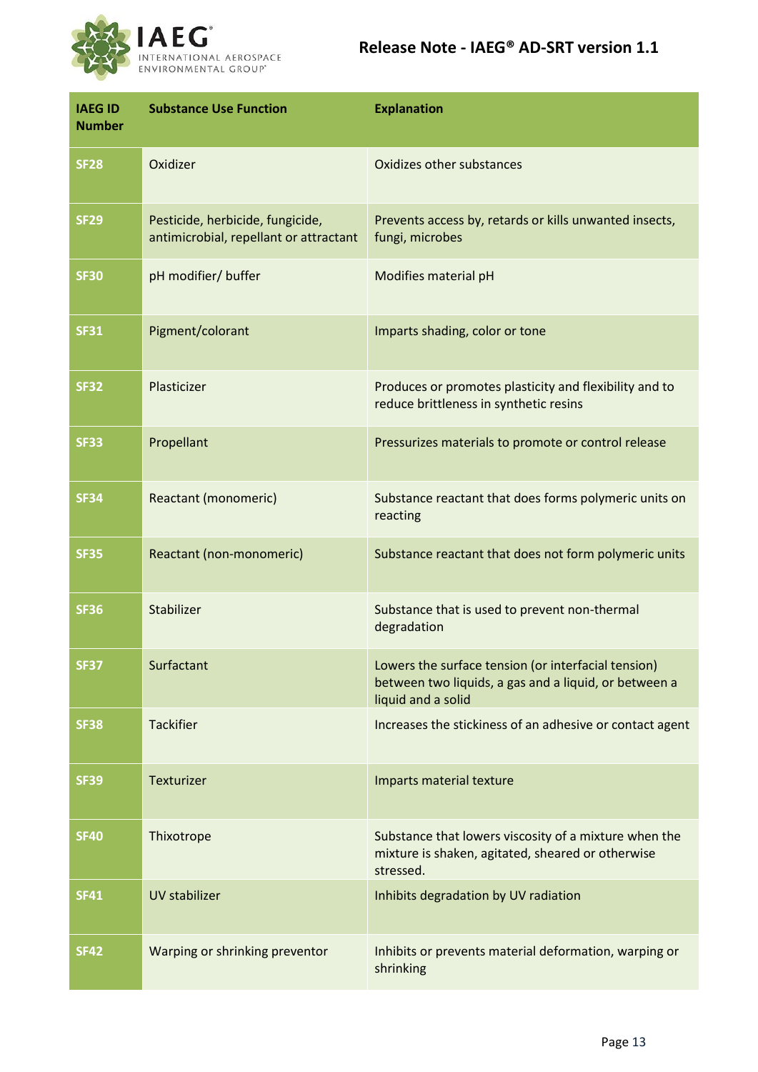| IAEG ID Number | Substance Use Function | Explanation |
|---|---|---|
| SF28 | Oxidizer | Oxidizes other substances |
| SF29 | Pesticide, herbicide, fungicide, antimicrobial, repellant or attractant | Prevents access by, retards or kills unwanted insects, fungi, microbes |
| SF30 | pH modifier/ buffer | Modifies material pH |
| SF31 | Pigment/colorant | Imparts shading, color or tone |
| SF32 | Plasticizer | Produces or promotes plasticity and flexibility and to reduce brittleness in synthetic resins |
| SF33 | Propellant | Pressurizes materials to promote or control release |
| SF34 | Reactant (monomeric) | Substance reactant that does forms polymeric units on reacting |
| SF35 | Reactant (non-monomeric) | Substance reactant that does not form polymeric units |
| SF36 | Stabilizer | Substance that is used to prevent non-thermal degradation |
| SF37 | Surfactant | Lowers the surface tension (or interfacial tension) between two liquids, a gas and a liquid, or between a liquid and a solid |
| SF38 | Tackifier | Increases the stickiness of an adhesive or contact agent |
| SF39 | Texturizer | Imparts material texture |
| SF40 | Thixotrope | Substance that lowers viscosity of a mixture when the mixture is shaken, agitated, sheared or otherwise stressed. |
| SF41 | UV stabilizer | Inhibits degradation by UV radiation |
| SF42 | Warping or shrinking preventor | Inhibits or prevents material deformation, warping or shrinking |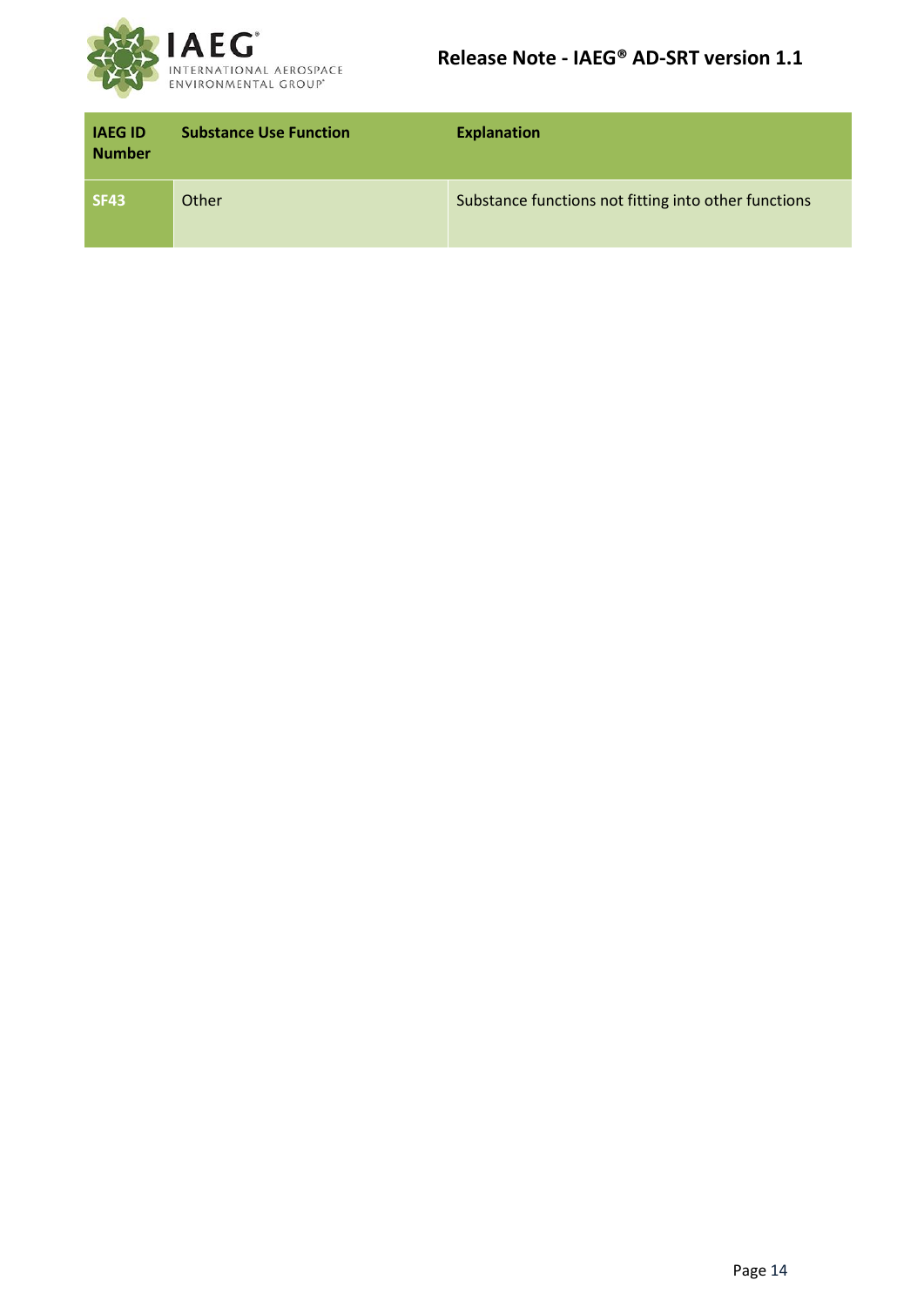| IAEG ID Number | Substance Use Function | Explanation |
|---|---|---|
| SF43 | Other | Substance functions not fitting into other functions |